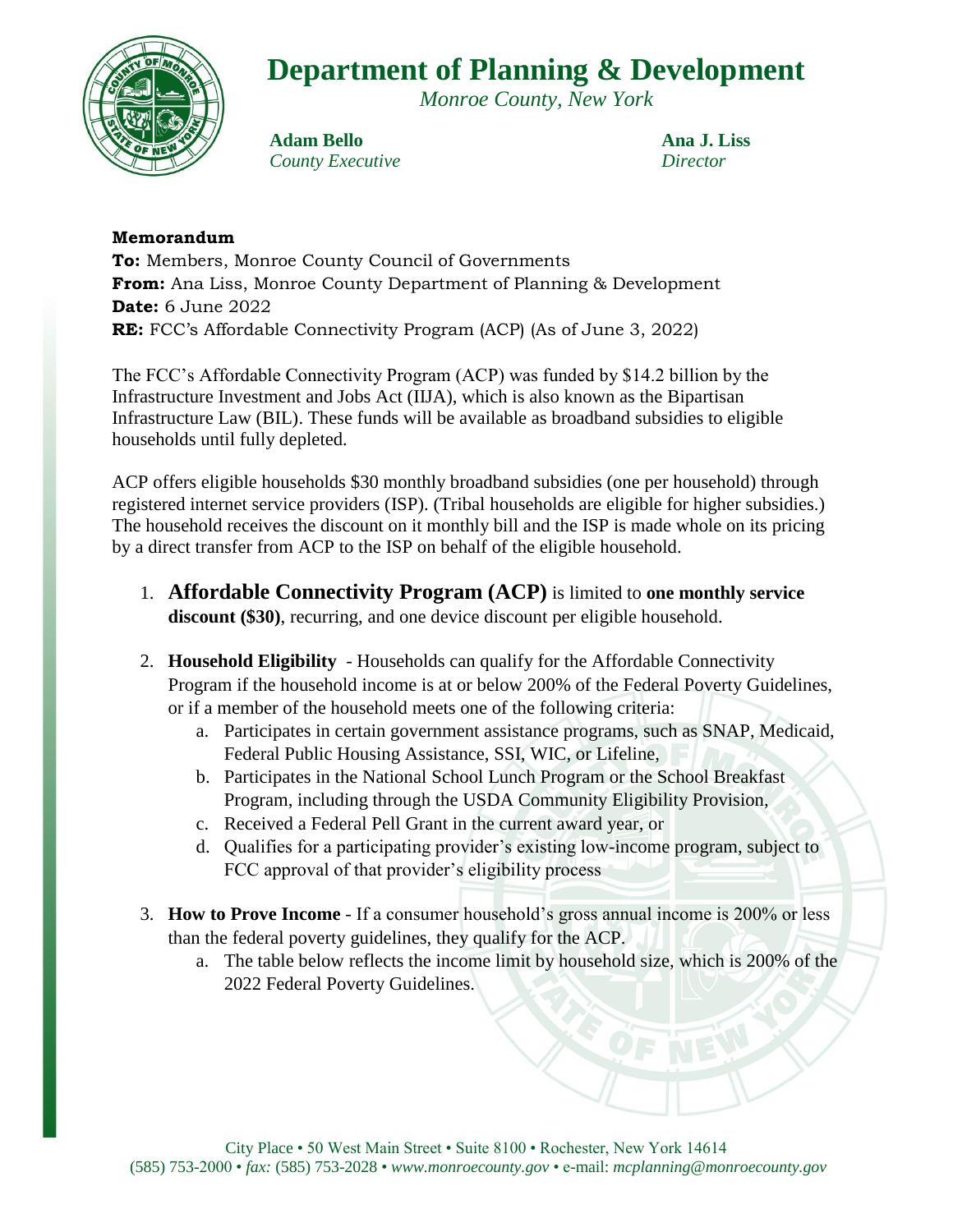# Department of Planning & Development

*Monroe County, New York*

**Adam Bello**
*County Executive*

**Ana J. Liss**
*Director*

**Memorandum**

**To:** Members, Monroe County Council of Governments
**From:** Ana Liss, Monroe County Department of Planning & Development
**Date:** 6 June 2022
**RE:** FCC's Affordable Connectivity Program (ACP) (As of June 3, 2022)

The FCC's Affordable Connectivity Program (ACP) was funded by $14.2 billion by the Infrastructure Investment and Jobs Act (IIJA), which is also known as the Bipartisan Infrastructure Law (BIL). These funds will be available as broadband subsidies to eligible households until fully depleted.

ACP offers eligible households $30 monthly broadband subsidies (one per household) through registered internet service providers (ISP). (Tribal households are eligible for higher subsidies.) The household receives the discount on it monthly bill and the ISP is made whole on its pricing by a direct transfer from ACP to the ISP on behalf of the eligible household.

1. **Affordable Connectivity Program (ACP)** is limited to **one monthly service discount ($30)**, recurring, and one device discount per eligible household.
2. **Household Eligibility** - Households can qualify for the Affordable Connectivity Program if the household income is at or below 200% of the Federal Poverty Guidelines, or if a member of the household meets one of the following criteria:
   a. Participates in certain government assistance programs, such as SNAP, Medicaid, Federal Public Housing Assistance, SSI, WIC, or Lifeline,
   b. Participates in the National School Lunch Program or the School Breakfast Program, including through the USDA Community Eligibility Provision,
   c. Received a Federal Pell Grant in the current award year, or
   d. Qualifies for a participating provider's existing low-income program, subject to FCC approval of that provider's eligibility process
3. **How to Prove Income** - If a consumer household's gross annual income is 200% or less than the federal poverty guidelines, they qualify for the ACP.
   a. The table below reflects the income limit by household size, which is 200% of the 2022 Federal Poverty Guidelines.

City Place • 50 West Main Street • Suite 8100 • Rochester, New York 14614
(585) 753-2000 • *fax:* (585) 753-2028 • *www.monroecounty.gov* • e-mail: *mcplanning@monroecounty.gov*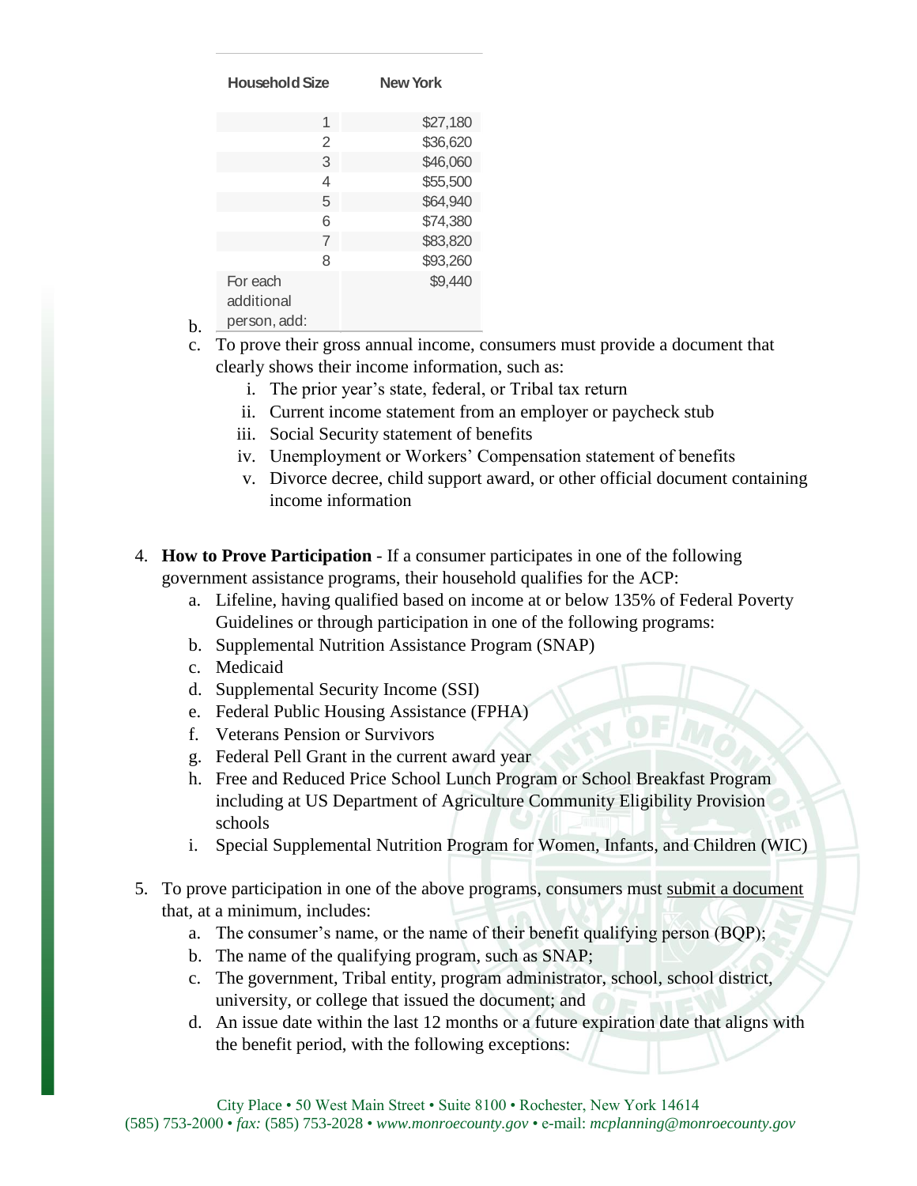b.

| Household Size | New York |
| --- | --- |
| 1 | $27,180 |
| 2 | $36,620 |
| 3 | $46,060 |
| 4 | $55,500 |
| 5 | $64,940 |
| 6 | $74,380 |
| 7 | $83,820 |
| 8 | $93,260 |
| For each additional person, add: | $9,440 |

c. To prove their gross annual income, consumers must provide a document that clearly shows their income information, such as:
   i. The prior year's state, federal, or Tribal tax return
   ii. Current income statement from an employer or paycheck stub
   iii. Social Security statement of benefits
   iv. Unemployment or Workers' Compensation statement of benefits
   v. Divorce decree, child support award, or other official document containing income information

4. **How to Prove Participation** - If a consumer participates in one of the following government assistance programs, their household qualifies for the ACP:
   a. Lifeline, having qualified based on income at or below 135% of Federal Poverty Guidelines or through participation in one of the following programs:
   b. Supplemental Nutrition Assistance Program (SNAP)
   c. Medicaid
   d. Supplemental Security Income (SSI)
   e. Federal Public Housing Assistance (FPHA)
   f. Veterans Pension or Survivors
   g. Federal Pell Grant in the current award year
   h. Free and Reduced Price School Lunch Program or School Breakfast Program including at US Department of Agriculture Community Eligibility Provision schools
   i. Special Supplemental Nutrition Program for Women, Infants, and Children (WIC)

5. To prove participation in one of the above programs, consumers must submit a document that, at a minimum, includes:
   a. The consumer's name, or the name of their benefit qualifying person (BQP);
   b. The name of the qualifying program, such as SNAP;
   c. The government, Tribal entity, program administrator, school, school district, university, or college that issued the document; and
   d. An issue date within the last 12 months or a future expiration date that aligns with the benefit period, with the following exceptions: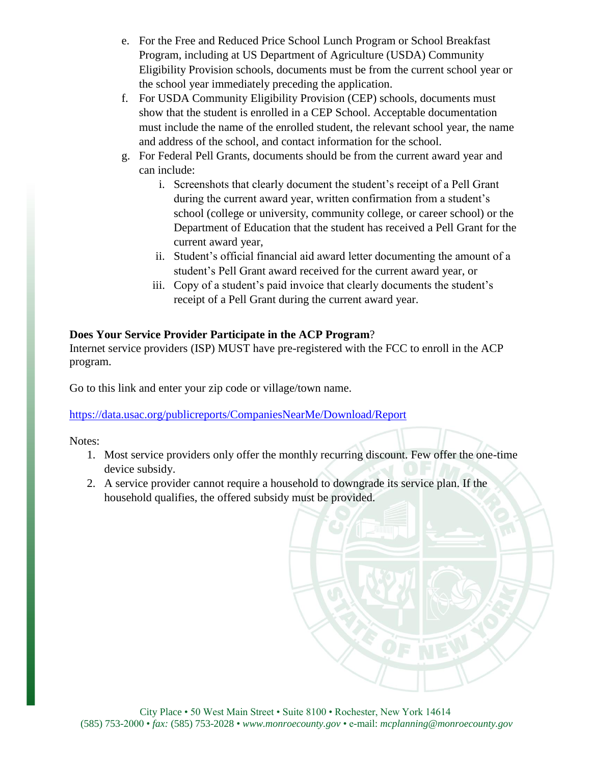e. For the Free and Reduced Price School Lunch Program or School Breakfast Program, including at US Department of Agriculture (USDA) Community Eligibility Provision schools, documents must be from the current school year or the school year immediately preceding the application.

f. For USDA Community Eligibility Provision (CEP) schools, documents must show that the student is enrolled in a CEP School. Acceptable documentation must include the name of the enrolled student, the relevant school year, the name and address of the school, and contact information for the school.

g. For Federal Pell Grants, documents should be from the current award year and can include:

   i. Screenshots that clearly document the student's receipt of a Pell Grant during the current award year, written confirmation from a student's school (college or university, community college, or career school) or the Department of Education that the student has received a Pell Grant for the current award year,

   ii. Student's official financial aid award letter documenting the amount of a student's Pell Grant award received for the current award year, or

   iii. Copy of a student's paid invoice that clearly documents the student's receipt of a Pell Grant during the current award year.

**Does Your Service Provider Participate in the ACP Program**?

Internet service providers (ISP) MUST have pre-registered with the FCC to enroll in the ACP program.

Go to this link and enter your zip code or village/town name.

https://data.usac.org/publicreports/CompaniesNearMe/Download/Report

Notes:

1. Most service providers only offer the monthly recurring discount. Few offer the one-time device subsidy.
2. A service provider cannot require a household to downgrade its service plan. If the household qualifies, the offered subsidy must be provided.

City Place • 50 West Main Street • Suite 8100 • Rochester, New York 14614
(585) 753-2000 • *fax:* (585) 753-2028 • *www.monroecounty.gov* • e-mail: *mcplanning@monroecounty.gov*